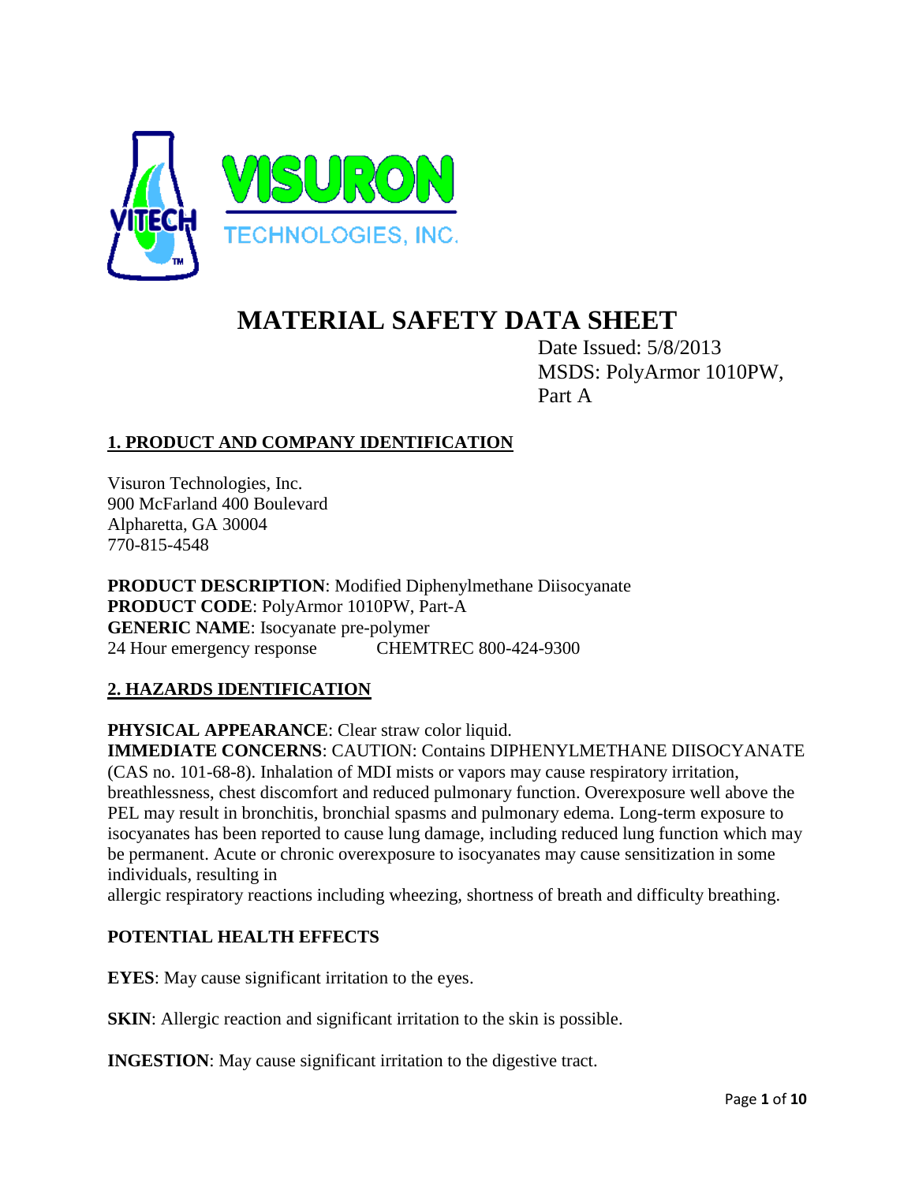VISURON TECHNOLOGIES, INC.

# MATERIAL SAFETY DATA SHEET

Date Issued: 5/8/2013
MSDS: PolyArmor 1010PW, Part A

## 1. PRODUCT AND COMPANY IDENTIFICATION

Visuron Technologies, Inc.
900 McFarland 400 Boulevard
Alpharetta, GA 30004
770-815-4548

**PRODUCT DESCRIPTION**: Modified Diphenylmethane Diisocyanate
**PRODUCT CODE**: PolyArmor 1010PW, Part-A
**GENERIC NAME**: Isocyanate pre-polymer
24 Hour emergency response CHEMTREC 800-424-9300

## 2. HAZARDS IDENTIFICATION

**PHYSICAL APPEARANCE**: Clear straw color liquid.
**IMMEDIATE CONCERNS**: CAUTION: Contains DIPHENYLMETHANE DIISOCYANATE (CAS no. 101-68-8). Inhalation of MDI mists or vapors may cause respiratory irritation, breathlessness, chest discomfort and reduced pulmonary function. Overexposure well above the PEL may result in bronchitis, bronchial spasms and pulmonary edema. Long-term exposure to isocyanates has been reported to cause lung damage, including reduced lung function which may be permanent. Acute or chronic overexposure to isocyanates may cause sensitization in some individuals, resulting in allergic respiratory reactions including wheezing, shortness of breath and difficulty breathing.

### POTENTIAL HEALTH EFFECTS

**EYES**: May cause significant irritation to the eyes.

**SKIN**: Allergic reaction and significant irritation to the skin is possible.

**INGESTION**: May cause significant irritation to the digestive tract.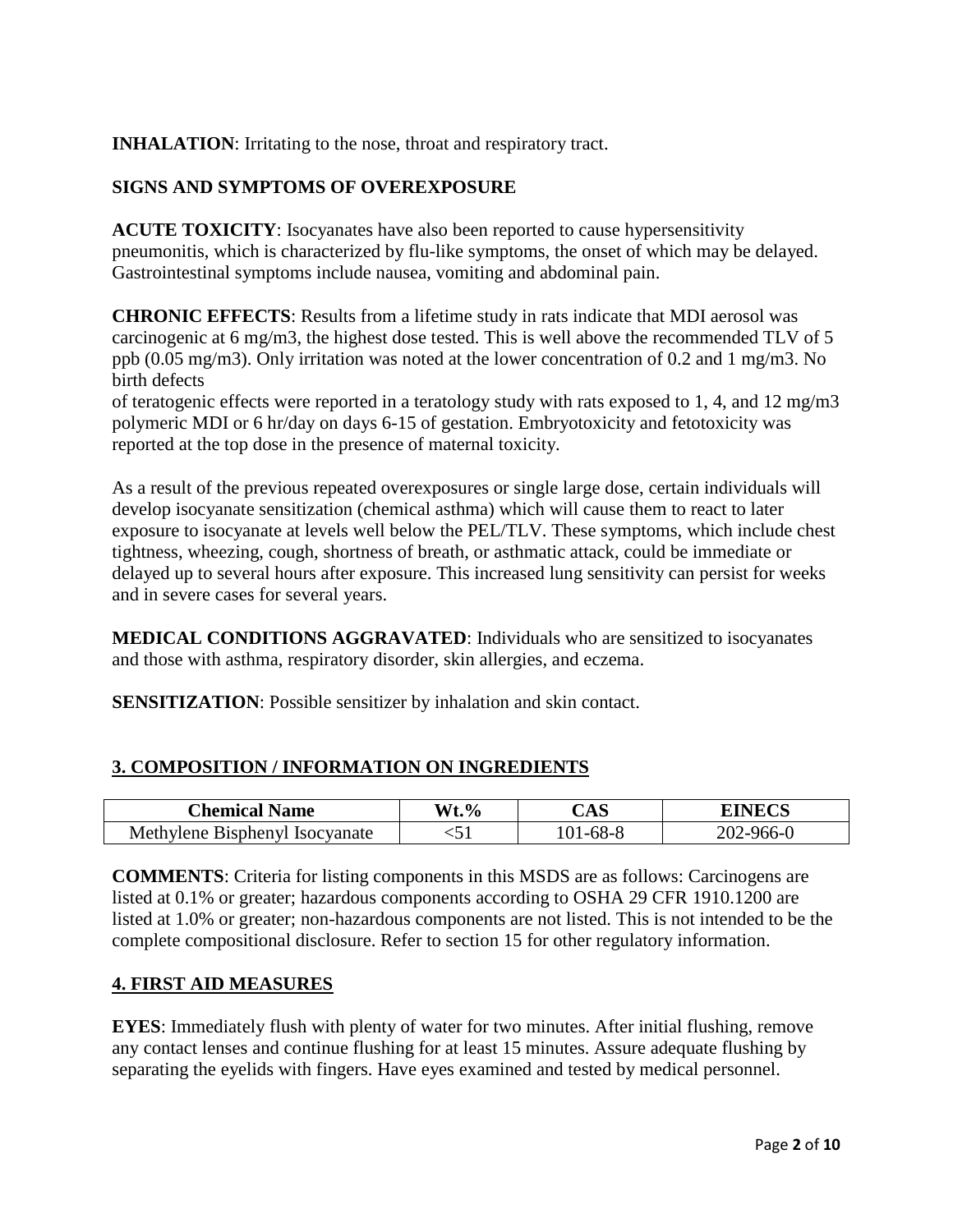**INHALATION**: Irritating to the nose, throat and respiratory tract.

**SIGNS AND SYMPTOMS OF OVEREXPOSURE**

**ACUTE TOXICITY**: Isocyanates have also been reported to cause hypersensitivity pneumonitis, which is characterized by flu-like symptoms, the onset of which may be delayed. Gastrointestinal symptoms include nausea, vomiting and abdominal pain.

**CHRONIC EFFECTS**: Results from a lifetime study in rats indicate that MDI aerosol was carcinogenic at 6 mg/m3, the highest dose tested. This is well above the recommended TLV of 5 ppb (0.05 mg/m3). Only irritation was noted at the lower concentration of 0.2 and 1 mg/m3. No birth defects

of teratogenic effects were reported in a teratology study with rats exposed to 1, 4, and 12 mg/m3 polymeric MDI or 6 hr/day on days 6-15 of gestation. Embryotoxicity and fetotoxicity was reported at the top dose in the presence of maternal toxicity.

As a result of the previous repeated overexposures or single large dose, certain individuals will develop isocyanate sensitization (chemical asthma) which will cause them to react to later exposure to isocyanate at levels well below the PEL/TLV. These symptoms, which include chest tightness, wheezing, cough, shortness of breath, or asthmatic attack, could be immediate or delayed up to several hours after exposure. This increased lung sensitivity can persist for weeks and in severe cases for several years.

**MEDICAL CONDITIONS AGGRAVATED**: Individuals who are sensitized to isocyanates and those with asthma, respiratory disorder, skin allergies, and eczema.

**SENSITIZATION**: Possible sensitizer by inhalation and skin contact.

## 3. COMPOSITION / INFORMATION ON INGREDIENTS

| Chemical Name | Wt.% | CAS | EINECS |
|---|---|---|---|
| Methylene Bisphenyl Isocyanate | <51 | 101-68-8 | 202-966-0 |

**COMMENTS**: Criteria for listing components in this MSDS are as follows: Carcinogens are listed at 0.1% or greater; hazardous components according to OSHA 29 CFR 1910.1200 are listed at 1.0% or greater; non-hazardous components are not listed. This is not intended to be the complete compositional disclosure. Refer to section 15 for other regulatory information.

## 4. FIRST AID MEASURES

**EYES**: Immediately flush with plenty of water for two minutes. After initial flushing, remove any contact lenses and continue flushing for at least 15 minutes. Assure adequate flushing by separating the eyelids with fingers. Have eyes examined and tested by medical personnel.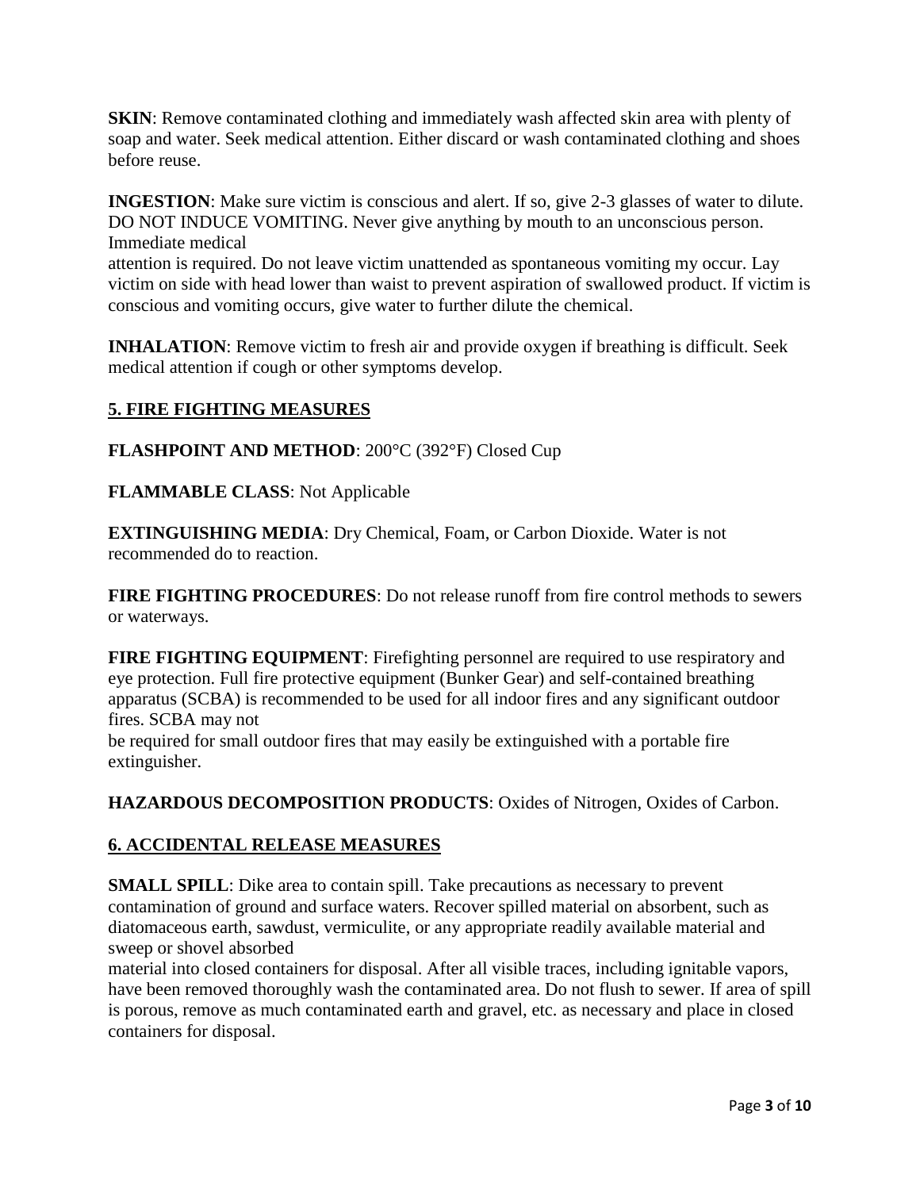**SKIN**: Remove contaminated clothing and immediately wash affected skin area with plenty of soap and water. Seek medical attention. Either discard or wash contaminated clothing and shoes before reuse.

**INGESTION**: Make sure victim is conscious and alert. If so, give 2-3 glasses of water to dilute. DO NOT INDUCE VOMITING. Never give anything by mouth to an unconscious person. Immediate medical attention is required. Do not leave victim unattended as spontaneous vomiting my occur. Lay victim on side with head lower than waist to prevent aspiration of swallowed product. If victim is conscious and vomiting occurs, give water to further dilute the chemical.

**INHALATION**: Remove victim to fresh air and provide oxygen if breathing is difficult. Seek medical attention if cough or other symptoms develop.

## 5. FIRE FIGHTING MEASURES

**FLASHPOINT AND METHOD**: 200°C (392°F) Closed Cup

**FLAMMABLE CLASS**: Not Applicable

**EXTINGUISHING MEDIA**: Dry Chemical, Foam, or Carbon Dioxide. Water is not recommended do to reaction.

**FIRE FIGHTING PROCEDURES**: Do not release runoff from fire control methods to sewers or waterways.

**FIRE FIGHTING EQUIPMENT**: Firefighting personnel are required to use respiratory and eye protection. Full fire protective equipment (Bunker Gear) and self-contained breathing apparatus (SCBA) is recommended to be used for all indoor fires and any significant outdoor fires. SCBA may not be required for small outdoor fires that may easily be extinguished with a portable fire extinguisher.

**HAZARDOUS DECOMPOSITION PRODUCTS**: Oxides of Nitrogen, Oxides of Carbon.

## 6. ACCIDENTAL RELEASE MEASURES

**SMALL SPILL**: Dike area to contain spill. Take precautions as necessary to prevent contamination of ground and surface waters. Recover spilled material on absorbent, such as diatomaceous earth, sawdust, vermiculite, or any appropriate readily available material and sweep or shovel absorbed material into closed containers for disposal. After all visible traces, including ignitable vapors, have been removed thoroughly wash the contaminated area. Do not flush to sewer. If area of spill is porous, remove as much contaminated earth and gravel, etc. as necessary and place in closed containers for disposal.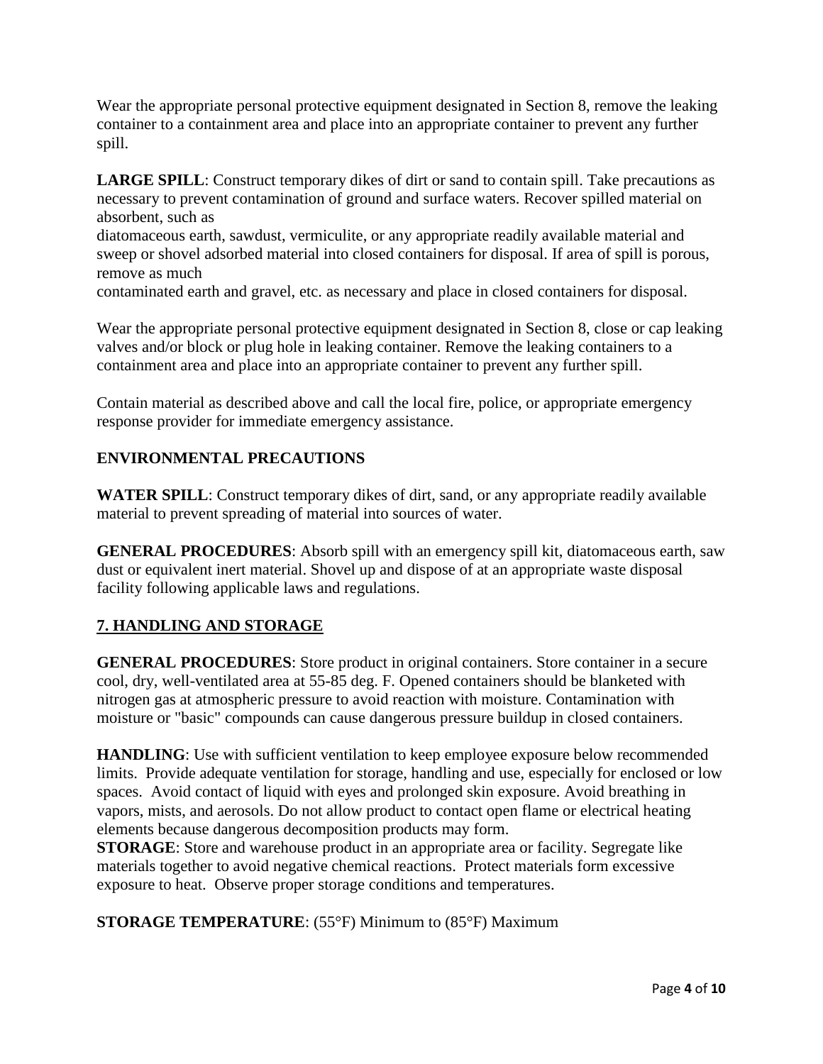Wear the appropriate personal protective equipment designated in Section 8, remove the leaking container to a containment area and place into an appropriate container to prevent any further spill.

**LARGE SPILL**: Construct temporary dikes of dirt or sand to contain spill. Take precautions as necessary to prevent contamination of ground and surface waters. Recover spilled material on absorbent, such as diatomaceous earth, sawdust, vermiculite, or any appropriate readily available material and sweep or shovel adsorbed material into closed containers for disposal. If area of spill is porous, remove as much contaminated earth and gravel, etc. as necessary and place in closed containers for disposal.

Wear the appropriate personal protective equipment designated in Section 8, close or cap leaking valves and/or block or plug hole in leaking container. Remove the leaking containers to a containment area and place into an appropriate container to prevent any further spill.

Contain material as described above and call the local fire, police, or appropriate emergency response provider for immediate emergency assistance.

**ENVIRONMENTAL PRECAUTIONS**

**WATER SPILL**: Construct temporary dikes of dirt, sand, or any appropriate readily available material to prevent spreading of material into sources of water.

**GENERAL PROCEDURES**: Absorb spill with an emergency spill kit, diatomaceous earth, saw dust or equivalent inert material. Shovel up and dispose of at an appropriate waste disposal facility following applicable laws and regulations.

## 7. HANDLING AND STORAGE

**GENERAL PROCEDURES**: Store product in original containers. Store container in a secure cool, dry, well-ventilated area at 55-85 deg. F. Opened containers should be blanketed with nitrogen gas at atmospheric pressure to avoid reaction with moisture. Contamination with moisture or "basic" compounds can cause dangerous pressure buildup in closed containers.

**HANDLING**: Use with sufficient ventilation to keep employee exposure below recommended limits. Provide adequate ventilation for storage, handling and use, especially for enclosed or low spaces. Avoid contact of liquid with eyes and prolonged skin exposure. Avoid breathing in vapors, mists, and aerosols. Do not allow product to contact open flame or electrical heating elements because dangerous decomposition products may form.

**STORAGE**: Store and warehouse product in an appropriate area or facility. Segregate like materials together to avoid negative chemical reactions. Protect materials form excessive exposure to heat. Observe proper storage conditions and temperatures.

**STORAGE TEMPERATURE**: (55°F) Minimum to (85°F) Maximum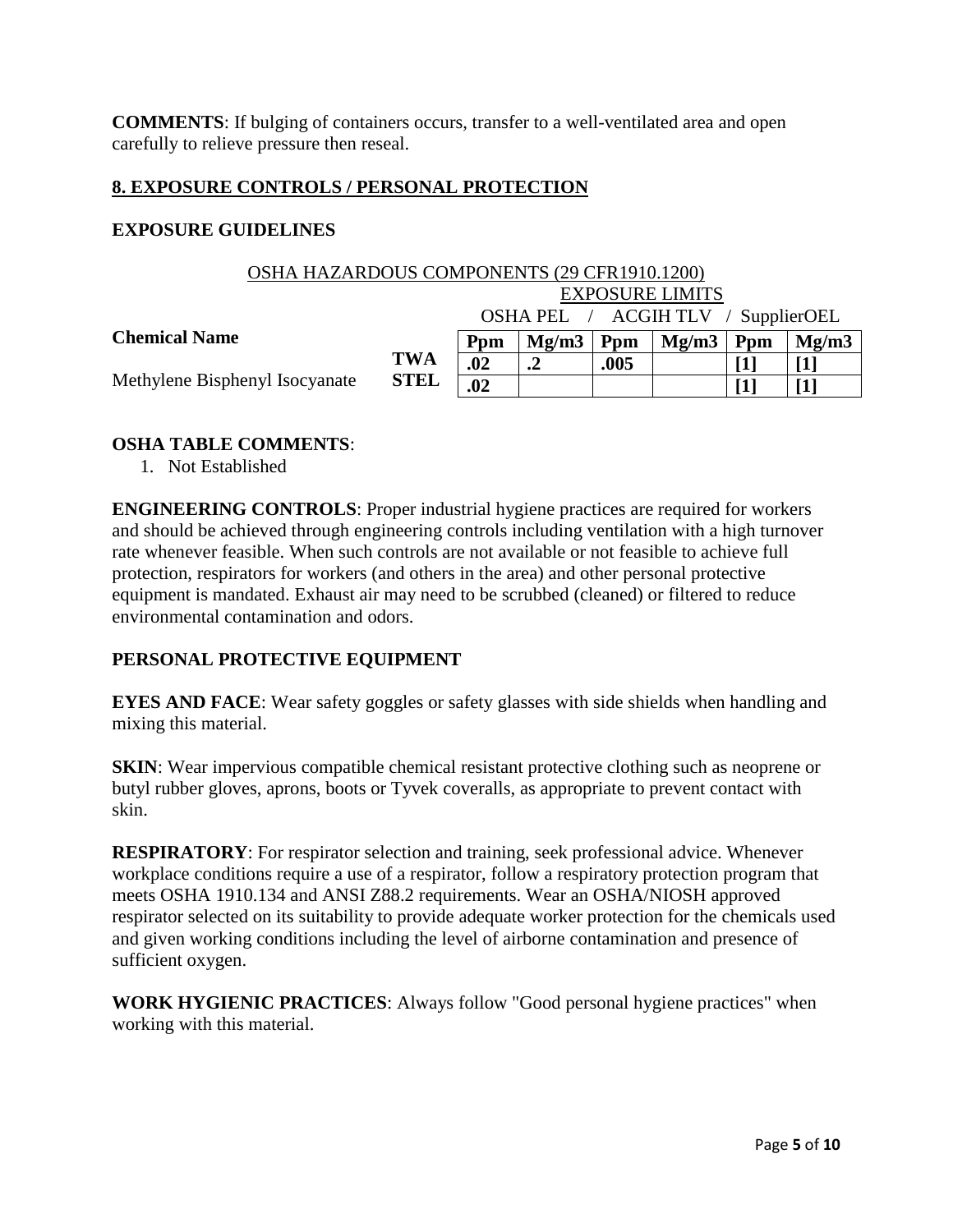**COMMENTS**: If bulging of containers occurs, transfer to a well-ventilated area and open carefully to relieve pressure then reseal.

## 8. EXPOSURE CONTROLS / PERSONAL PROTECTION

### EXPOSURE GUIDELINES

OSHA HAZARDOUS COMPONENTS (29 CFR1910.1200)

| Chemical Name | | OSHA PEL | | ACGIH TLV | | SupplierOEL | |
|---|---|---|---|---|---|---|---|
| | | Ppm | Mg/m3 | Ppm | Mg/m3 | Ppm | Mg/m3 |
| Methylene Bisphenyl Isocyanate | TWA | .02 | .2 | .005 | | [1] | [1] |
| | STEL | .02 | | | | [1] | [1] |

### OSHA TABLE COMMENTS:

1. Not Established

**ENGINEERING CONTROLS**: Proper industrial hygiene practices are required for workers and should be achieved through engineering controls including ventilation with a high turnover rate whenever feasible. When such controls are not available or not feasible to achieve full protection, respirators for workers (and others in the area) and other personal protective equipment is mandated. Exhaust air may need to be scrubbed (cleaned) or filtered to reduce environmental contamination and odors.

### PERSONAL PROTECTIVE EQUIPMENT

**EYES AND FACE**: Wear safety goggles or safety glasses with side shields when handling and mixing this material.

**SKIN**: Wear impervious compatible chemical resistant protective clothing such as neoprene or butyl rubber gloves, aprons, boots or Tyvek coveralls, as appropriate to prevent contact with skin.

**RESPIRATORY**: For respirator selection and training, seek professional advice. Whenever workplace conditions require a use of a respirator, follow a respiratory protection program that meets OSHA 1910.134 and ANSI Z88.2 requirements. Wear an OSHA/NIOSH approved respirator selected on its suitability to provide adequate worker protection for the chemicals used and given working conditions including the level of airborne contamination and presence of sufficient oxygen.

**WORK HYGIENIC PRACTICES**: Always follow "Good personal hygiene practices" when working with this material.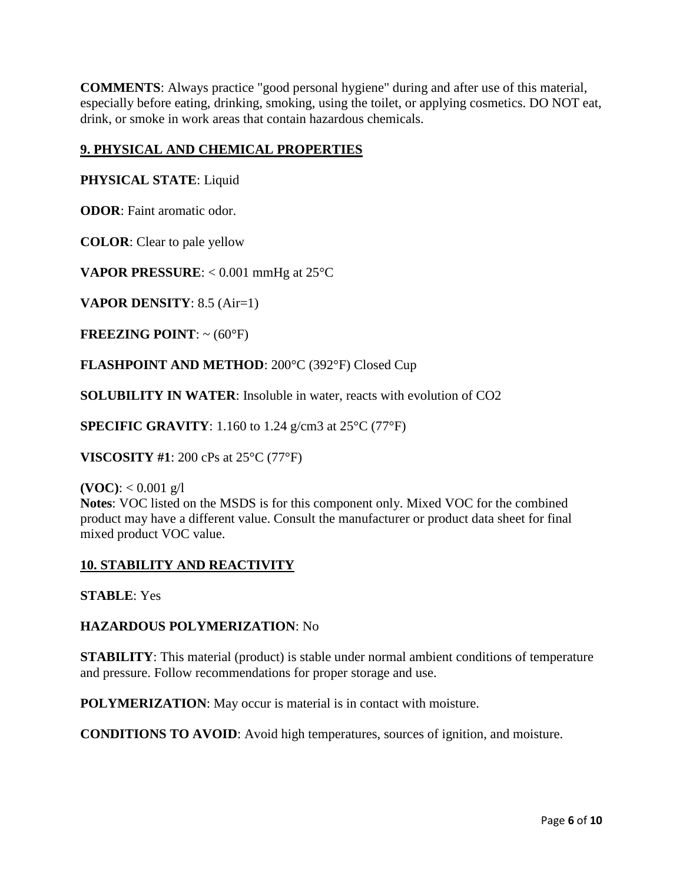**COMMENTS**: Always practice "good personal hygiene" during and after use of this material, especially before eating, drinking, smoking, using the toilet, or applying cosmetics. DO NOT eat, drink, or smoke in work areas that contain hazardous chemicals.

## 9. PHYSICAL AND CHEMICAL PROPERTIES

**PHYSICAL STATE**: Liquid

**ODOR**: Faint aromatic odor.

**COLOR**: Clear to pale yellow

**VAPOR PRESSURE**: < 0.001 mmHg at 25°C

**VAPOR DENSITY**: 8.5 (Air=1)

**FREEZING POINT**: ~ (60°F)

**FLASHPOINT AND METHOD**: 200°C (392°F) Closed Cup

**SOLUBILITY IN WATER**: Insoluble in water, reacts with evolution of $CO_2$

**SPECIFIC GRAVITY**: 1.160 to 1.24 g/cm3 at 25°C (77°F)

**VISCOSITY #1**: 200 cPs at 25°C (77°F)

**(VOC)**: < 0.001 g/l
**Notes**: VOC listed on the MSDS is for this component only. Mixed VOC for the combined product may have a different value. Consult the manufacturer or product data sheet for final mixed product VOC value.

## 10. STABILITY AND REACTIVITY

**STABLE**: Yes

**HAZARDOUS POLYMERIZATION**: No

**STABILITY**: This material (product) is stable under normal ambient conditions of temperature and pressure. Follow recommendations for proper storage and use.

**POLYMERIZATION**: May occur is material is in contact with moisture.

**CONDITIONS TO AVOID**: Avoid high temperatures, sources of ignition, and moisture.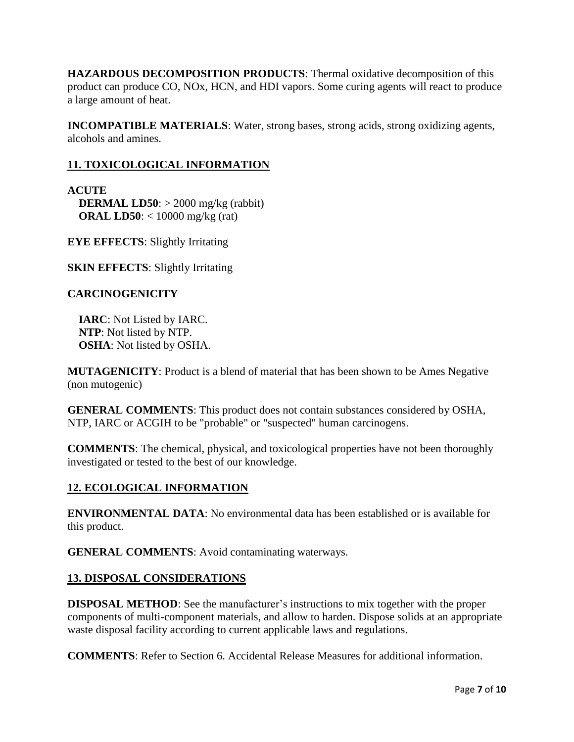**HAZARDOUS DECOMPOSITION PRODUCTS**: Thermal oxidative decomposition of this product can produce CO, NOx, HCN, and HDI vapors. Some curing agents will react to produce a large amount of heat.

**INCOMPATIBLE MATERIALS**: Water, strong bases, strong acids, strong oxidizing agents, alcohols and amines.

## 11. TOXICOLOGICAL INFORMATION

**ACUTE**

**DERMAL LD50**: > 2000 mg/kg (rabbit)
**ORAL LD50**: < 10000 mg/kg (rat)

**EYE EFFECTS**: Slightly Irritating

**SKIN EFFECTS**: Slightly Irritating

**CARCINOGENICITY**

**IARC**: Not Listed by IARC.
**NTP**: Not listed by NTP.
**OSHA**: Not listed by OSHA.

**MUTAGENICITY**: Product is a blend of material that has been shown to be Ames Negative (non mutogenic)

**GENERAL COMMENTS**: This product does not contain substances considered by OSHA, NTP, IARC or ACGIH to be "probable" or "suspected" human carcinogens.

**COMMENTS**: The chemical, physical, and toxicological properties have not been thoroughly investigated or tested to the best of our knowledge.

## 12. ECOLOGICAL INFORMATION

**ENVIRONMENTAL DATA**: No environmental data has been established or is available for this product.

**GENERAL COMMENTS**: Avoid contaminating waterways.

## 13. DISPOSAL CONSIDERATIONS

**DISPOSAL METHOD**: See the manufacturer's instructions to mix together with the proper components of multi-component materials, and allow to harden. Dispose solids at an appropriate waste disposal facility according to current applicable laws and regulations.

**COMMENTS**: Refer to Section 6. Accidental Release Measures for additional information.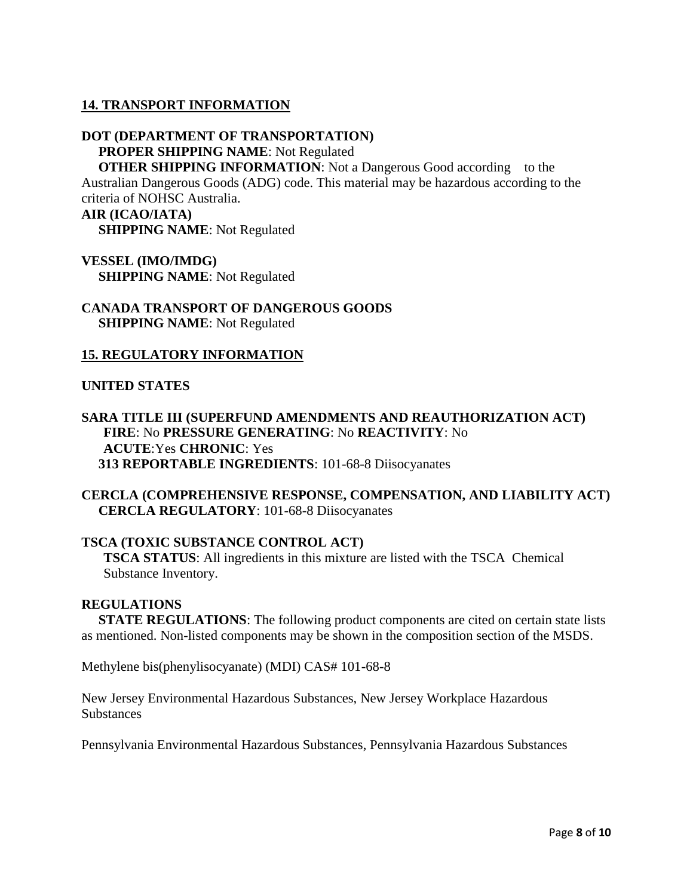## 14. TRANSPORT INFORMATION

**DOT (DEPARTMENT OF TRANSPORTATION)**

**PROPER SHIPPING NAME**: Not Regulated

**OTHER SHIPPING INFORMATION**: Not a Dangerous Good according to the Australian Dangerous Goods (ADG) code. This material may be hazardous according to the criteria of NOHSC Australia.

**AIR (ICAO/IATA)**

**SHIPPING NAME**: Not Regulated

**VESSEL (IMO/IMDG)**

**SHIPPING NAME**: Not Regulated

**CANADA TRANSPORT OF DANGEROUS GOODS**

**SHIPPING NAME**: Not Regulated

## 15. REGULATORY INFORMATION

**UNITED STATES**

**SARA TITLE III (SUPERFUND AMENDMENTS AND REAUTHORIZATION ACT)**

**FIRE**: No **PRESSURE GENERATING**: No **REACTIVITY**: No

**ACUTE**:Yes **CHRONIC**: Yes

**313 REPORTABLE INGREDIENTS**: 101-68-8 Diisocyanates

**CERCLA (COMPREHENSIVE RESPONSE, COMPENSATION, AND LIABILITY ACT)**

**CERCLA REGULATORY**: 101-68-8 Diisocyanates

**TSCA (TOXIC SUBSTANCE CONTROL ACT)**

**TSCA STATUS**: All ingredients in this mixture are listed with the TSCA Chemical Substance Inventory.

**REGULATIONS**

**STATE REGULATIONS**: The following product components are cited on certain state lists as mentioned. Non-listed components may be shown in the composition section of the MSDS.

Methylene bis(phenylisocyanate) (MDI) CAS# 101-68-8

New Jersey Environmental Hazardous Substances, New Jersey Workplace Hazardous Substances

Pennsylvania Environmental Hazardous Substances, Pennsylvania Hazardous Substances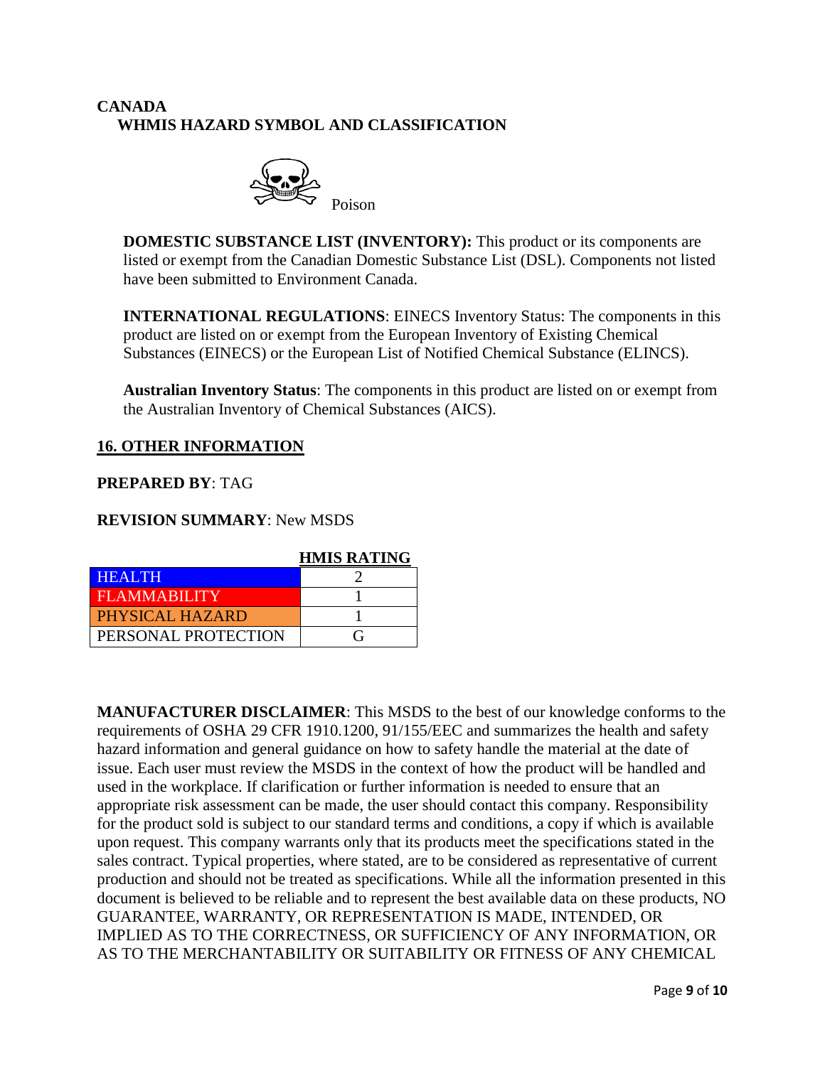**CANADA**
**WHMIS HAZARD SYMBOL AND CLASSIFICATION**

Poison

**DOMESTIC SUBSTANCE LIST (INVENTORY):** This product or its components are listed or exempt from the Canadian Domestic Substance List (DSL). Components not listed have been submitted to Environment Canada.

**INTERNATIONAL REGULATIONS**: EINECS Inventory Status: The components in this product are listed on or exempt from the European Inventory of Existing Chemical Substances (EINECS) or the European List of Notified Chemical Substance (ELINCS).

**Australian Inventory Status**: The components in this product are listed on or exempt from the Australian Inventory of Chemical Substances (AICS).

## 16. OTHER INFORMATION

**PREPARED BY**: TAG

**REVISION SUMMARY**: New MSDS

| | HMIS RATING |
|---|---|
| HEALTH | 2 |
| FLAMMABILITY | 1 |
| PHYSICAL HAZARD | 1 |
| PERSONAL PROTECTION | G |

**MANUFACTURER DISCLAIMER**: This MSDS to the best of our knowledge conforms to the requirements of OSHA 29 CFR 1910.1200, 91/155/EEC and summarizes the health and safety hazard information and general guidance on how to safety handle the material at the date of issue. Each user must review the MSDS in the context of how the product will be handled and used in the workplace. If clarification or further information is needed to ensure that an appropriate risk assessment can be made, the user should contact this company. Responsibility for the product sold is subject to our standard terms and conditions, a copy if which is available upon request. This company warrants only that its products meet the specifications stated in the sales contract. Typical properties, where stated, are to be considered as representative of current production and should not be treated as specifications. While all the information presented in this document is believed to be reliable and to represent the best available data on these products, NO GUARANTEE, WARRANTY, OR REPRESENTATION IS MADE, INTENDED, OR IMPLIED AS TO THE CORRECTNESS, OR SUFFICIENCY OF ANY INFORMATION, OR AS TO THE MERCHANTABILITY OR SUITABILITY OR FITNESS OF ANY CHEMICAL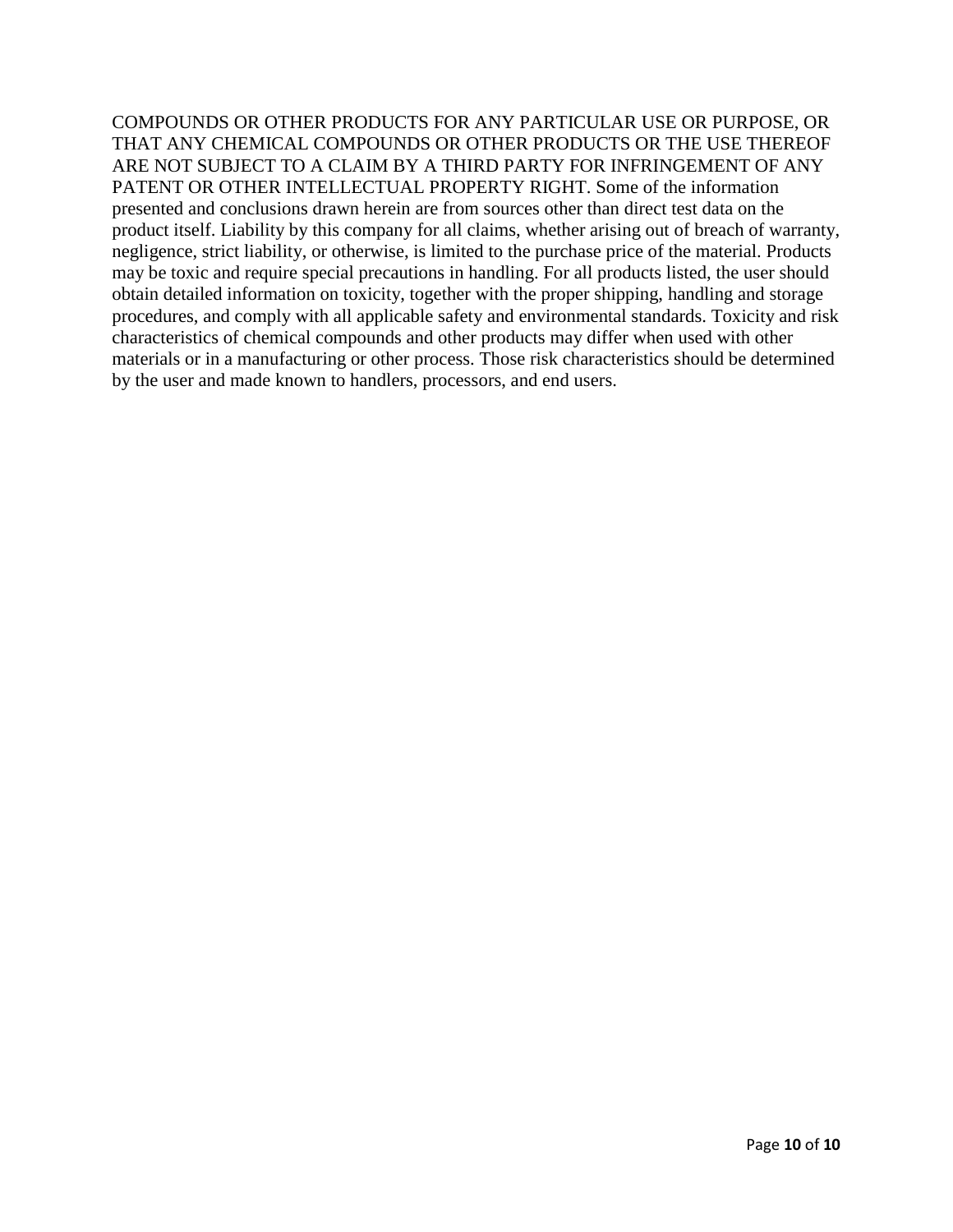COMPOUNDS OR OTHER PRODUCTS FOR ANY PARTICULAR USE OR PURPOSE, OR THAT ANY CHEMICAL COMPOUNDS OR OTHER PRODUCTS OR THE USE THEREOF ARE NOT SUBJECT TO A CLAIM BY A THIRD PARTY FOR INFRINGEMENT OF ANY PATENT OR OTHER INTELLECTUAL PROPERTY RIGHT. Some of the information presented and conclusions drawn herein are from sources other than direct test data on the product itself. Liability by this company for all claims, whether arising out of breach of warranty, negligence, strict liability, or otherwise, is limited to the purchase price of the material. Products may be toxic and require special precautions in handling. For all products listed, the user should obtain detailed information on toxicity, together with the proper shipping, handling and storage procedures, and comply with all applicable safety and environmental standards. Toxicity and risk characteristics of chemical compounds and other products may differ when used with other materials or in a manufacturing or other process. Those risk characteristics should be determined by the user and made known to handlers, processors, and end users.